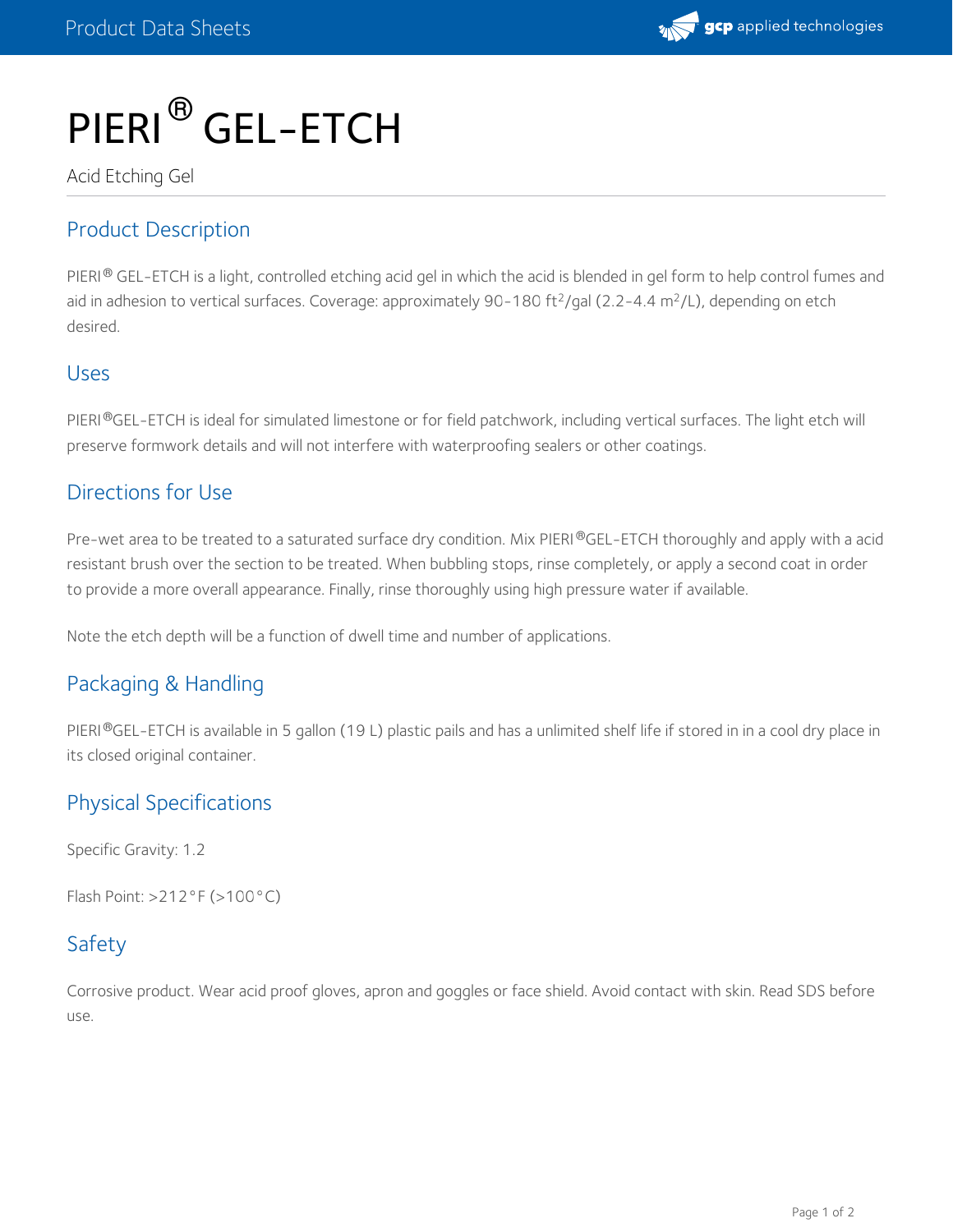# PIERI® GEL-ETCH

Acid Etching Gel

## Product Description

PIERI® GEL-ETCH is a light, controlled etching acid gel in which the acid is blended in gel form to help control fumes and aid in adhesion to vertical surfaces. Coverage: approximately 90-180 $ft^2$/gal (2.2-4.4 $m^2$/L), depending on etch desired.

## Uses

PIERI®GEL-ETCH is ideal for simulated limestone or for field patchwork, including vertical surfaces. The light etch will preserve formwork details and will not interfere with waterproofing sealers or other coatings.

## Directions for Use

Pre-wet area to be treated to a saturated surface dry condition. Mix PIERI®GEL-ETCH thoroughly and apply with a acid resistant brush over the section to be treated. When bubbling stops, rinse completely, or apply a second coat in order to provide a more overall appearance. Finally, rinse thoroughly using high pressure water if available.

Note the etch depth will be a function of dwell time and number of applications.

## Packaging & Handling

PIERI®GEL-ETCH is available in 5 gallon (19 L) plastic pails and has a unlimited shelf life if stored in in a cool dry place in its closed original container.

## Physical Specifications

Specific Gravity: 1.2

Flash Point: >212°F (>100°C)

## Safety

Corrosive product. Wear acid proof gloves, apron and goggles or face shield. Avoid contact with skin. Read SDS before use.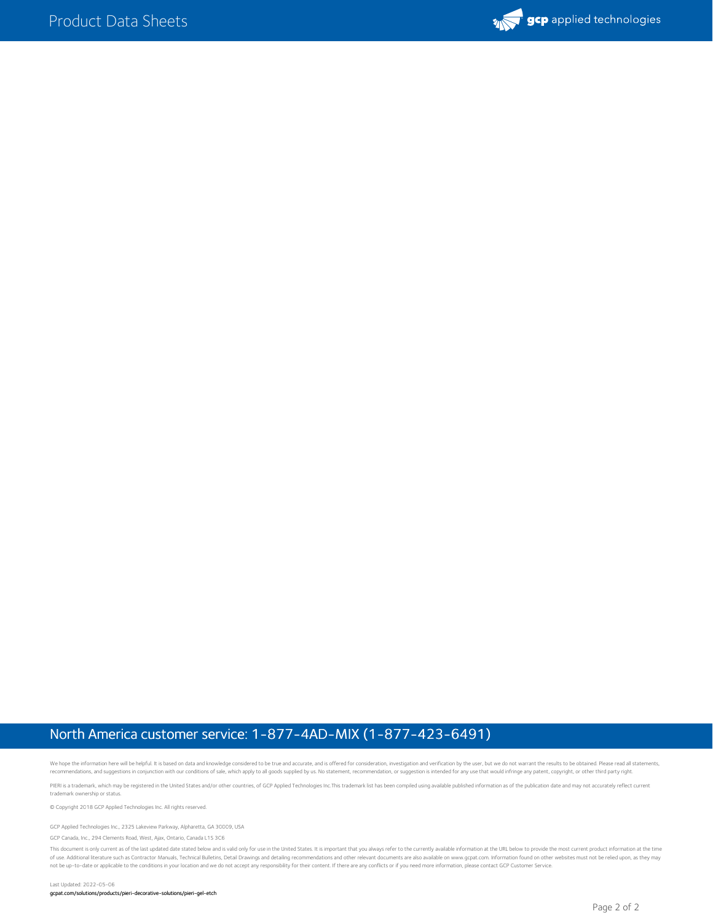## North America customer service: 1-877-4AD-MIX (1-877-423-6491)

We hope the information here will be helpful. It is based on data and knowledge considered to be true and accurate, and is offered for consideration, investigation and verification by the user, but we do not warrant the results to be obtained. Please read all statements, recommendations, and suggestions in conjunction with our conditions of sale, which apply to all goods supplied by us. No statement, recommendation, or suggestion is intended for any use that would infringe any patent, copyright, or other third party right.

PIERI is a trademark, which may be registered in the United States and/or other countries, of GCP Applied Technologies Inc.This trademark list has been compiled using available published information as of the publication date and may not accurately reflect current trademark ownership or status.

© Copyright 2018 GCP Applied Technologies Inc. All rights reserved.

GCP Applied Technologies Inc., 2325 Lakeview Parkway, Alpharetta, GA 30009, USA

GCP Canada, Inc., 294 Clements Road, West, Ajax, Ontario, Canada L1S 3C6

This document is only current as of the last updated date stated below and is valid only for use in the United States. It is important that you always refer to the currently available information at the URL below to provide the most current product information at the time of use. Additional literature such as Contractor Manuals, Technical Bulletins, Detail Drawings and detailing recommendations and other relevant documents are also available on www.gcpat.com. Information found on other websites must not be relied upon, as they may not be up-to-date or applicable to the conditions in your location and we do not accept any responsibility for their content. If there are any conflicts or if you need more information, please contact GCP Customer Service.

Last Updated: 2022-05-06

gcpat.com/solutions/products/pieri-decorative-solutions/pieri-gel-etch